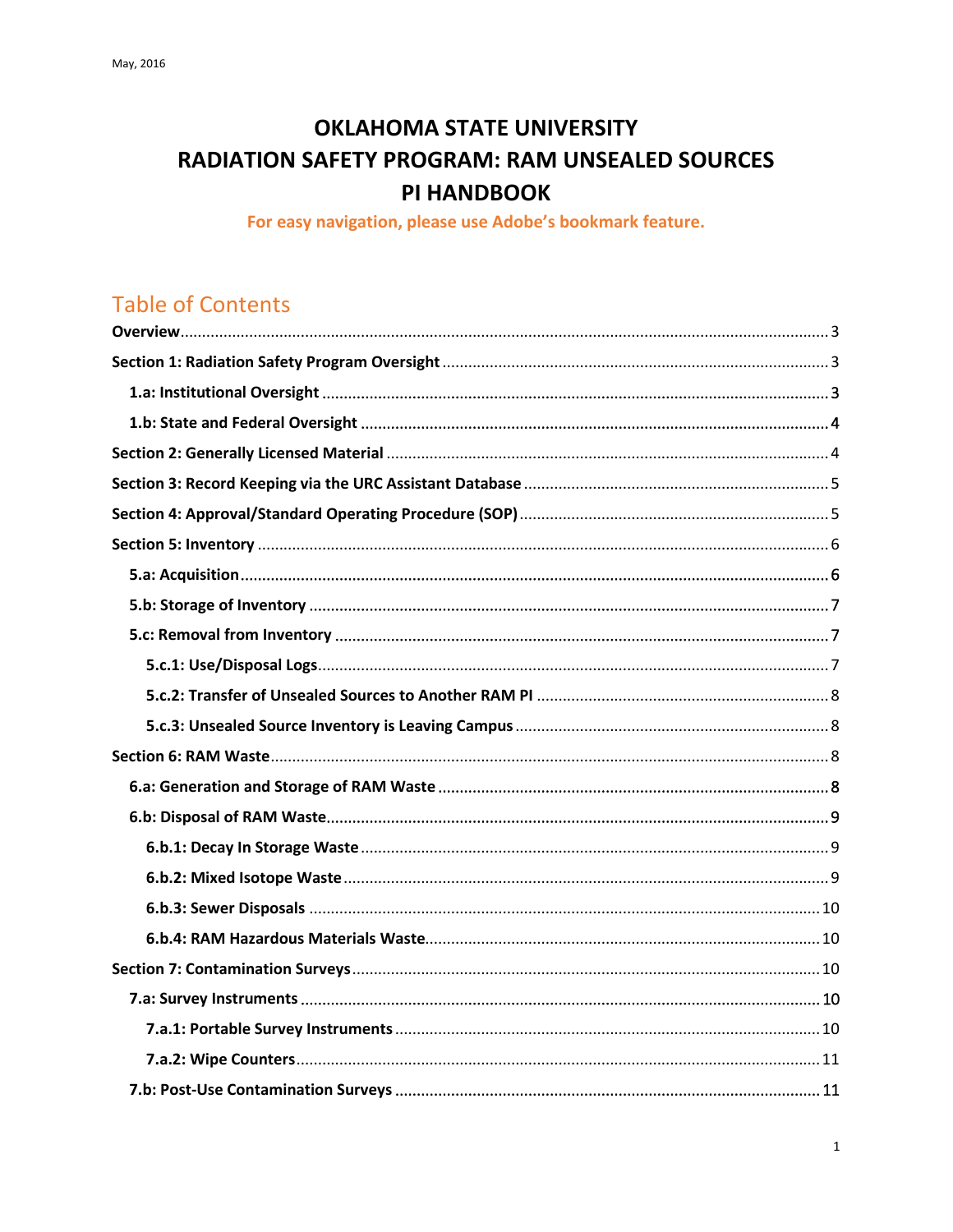May, 2016

# OKLAHOMA STATE UNIVERSITY
# RADIATION SAFETY PROGRAM: RAM UNSEALED SOURCES
# PI HANDBOOK

**For easy navigation, please use Adobe's bookmark feature.**

## Table of Contents

**Overview** ... 3

**Section 1: Radiation Safety Program Oversight** ... 3

- **1.a: Institutional Oversight** ... 3
- **1.b: State and Federal Oversight** ... 4

**Section 2: Generally Licensed Material** ... 4

**Section 3: Record Keeping via the URC Assistant Database** ... 5

**Section 4: Approval/Standard Operating Procedure (SOP)** ... 5

**Section 5: Inventory** ... 6

- **5.a: Acquisition** ... 6
- **5.b: Storage of Inventory** ... 7
- **5.c: Removal from Inventory** ... 7
  - **5.c.1: Use/Disposal Logs** ... 7
  - **5.c.2: Transfer of Unsealed Sources to Another RAM PI** ... 8
  - **5.c.3: Unsealed Source Inventory is Leaving Campus** ... 8

**Section 6: RAM Waste** ... 8

- **6.a: Generation and Storage of RAM Waste** ... 8
- **6.b: Disposal of RAM Waste** ... 9
  - **6.b.1: Decay In Storage Waste** ... 9
  - **6.b.2: Mixed Isotope Waste** ... 9
  - **6.b.3: Sewer Disposals** ... 10
  - **6.b.4: RAM Hazardous Materials Waste** ... 10

**Section 7: Contamination Surveys** ... 10

- **7.a: Survey Instruments** ... 10
  - **7.a.1: Portable Survey Instruments** ... 10
  - **7.a.2: Wipe Counters** ... 11
- **7.b: Post-Use Contamination Surveys** ... 11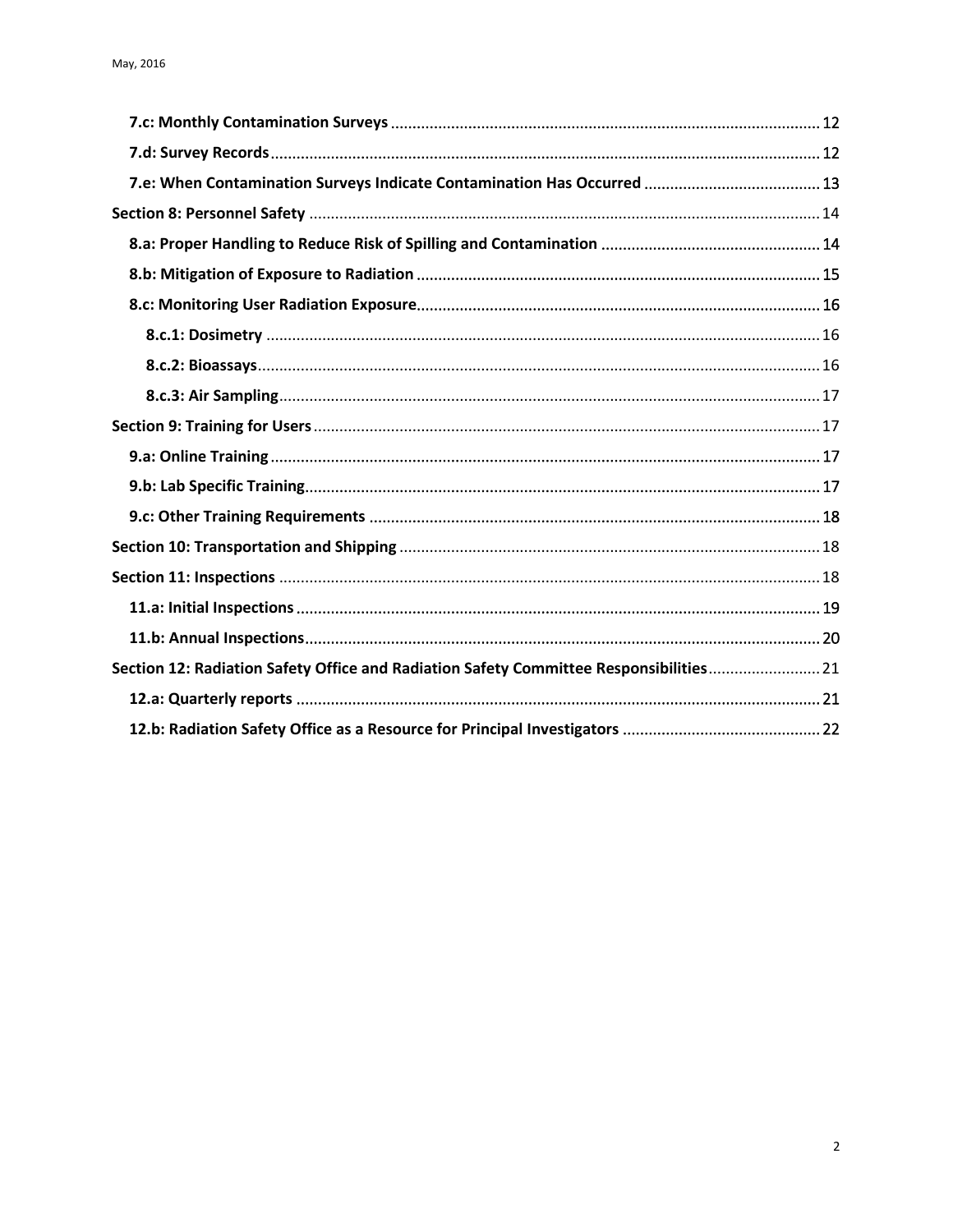**7.c: Monthly Contamination Surveys** .......... 12

**7.d: Survey Records** .......... 12

**7.e: When Contamination Surveys Indicate Contamination Has Occurred** .......... 13

**Section 8: Personnel Safety** .......... 14

**8.a: Proper Handling to Reduce Risk of Spilling and Contamination** .......... 14

**8.b: Mitigation of Exposure to Radiation** .......... 15

**8.c: Monitoring User Radiation Exposure** .......... 16

**8.c.1: Dosimetry** .......... 16

**8.c.2: Bioassays** .......... 16

**8.c.3: Air Sampling** .......... 17

**Section 9: Training for Users** .......... 17

**9.a: Online Training** .......... 17

**9.b: Lab Specific Training** .......... 17

**9.c: Other Training Requirements** .......... 18

**Section 10: Transportation and Shipping** .......... 18

**Section 11: Inspections** .......... 18

**11.a: Initial Inspections** .......... 19

**11.b: Annual Inspections** .......... 20

**Section 12: Radiation Safety Office and Radiation Safety Committee Responsibilities** .......... 21

**12.a: Quarterly reports** .......... 21

**12.b: Radiation Safety Office as a Resource for Principal Investigators** .......... 22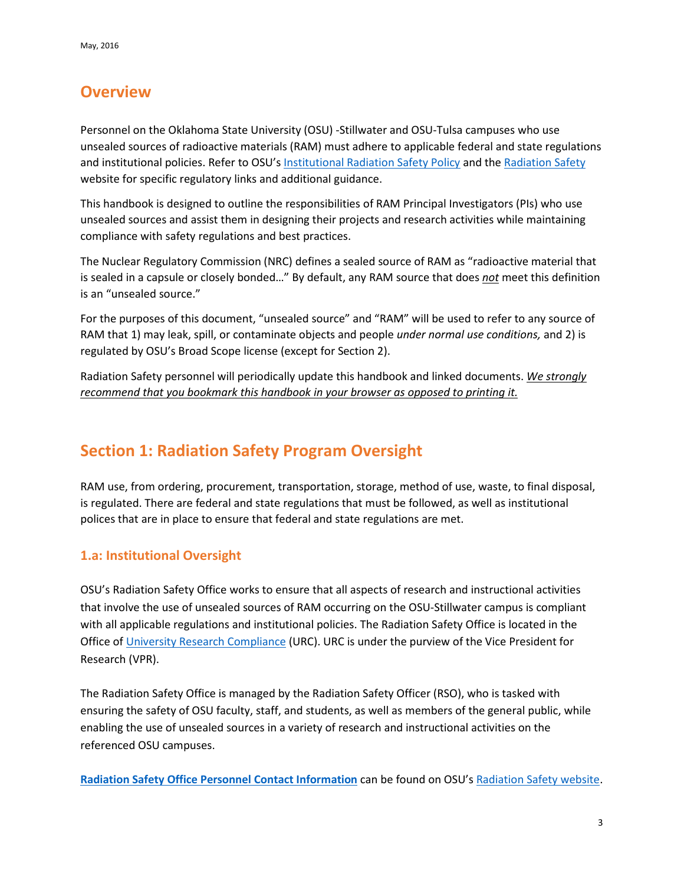## Overview

Personnel on the Oklahoma State University (OSU) -Stillwater and OSU-Tulsa campuses who use unsealed sources of radioactive materials (RAM) must adhere to applicable federal and state regulations and institutional policies. Refer to OSU's Institutional Radiation Safety Policy and the Radiation Safety website for specific regulatory links and additional guidance.

This handbook is designed to outline the responsibilities of RAM Principal Investigators (PIs) who use unsealed sources and assist them in designing their projects and research activities while maintaining compliance with safety regulations and best practices.

The Nuclear Regulatory Commission (NRC) defines a sealed source of RAM as "radioactive material that is sealed in a capsule or closely bonded…" By default, any RAM source that does ***not*** meet this definition is an "unsealed source."

For the purposes of this document, "unsealed source" and "RAM" will be used to refer to any source of RAM that 1) may leak, spill, or contaminate objects and people *under normal use conditions,* and 2) is regulated by OSU's Broad Scope license (except for Section 2).

Radiation Safety personnel will periodically update this handbook and linked documents. *We strongly recommend that you bookmark this handbook in your browser as opposed to printing it.*

## Section 1: Radiation Safety Program Oversight

RAM use, from ordering, procurement, transportation, storage, method of use, waste, to final disposal, is regulated. There are federal and state regulations that must be followed, as well as institutional polices that are in place to ensure that federal and state regulations are met.

### 1.a: Institutional Oversight

OSU's Radiation Safety Office works to ensure that all aspects of research and instructional activities that involve the use of unsealed sources of RAM occurring on the OSU-Stillwater campus is compliant with all applicable regulations and institutional policies. The Radiation Safety Office is located in the Office of University Research Compliance (URC). URC is under the purview of the Vice President for Research (VPR).

The Radiation Safety Office is managed by the Radiation Safety Officer (RSO), who is tasked with ensuring the safety of OSU faculty, staff, and students, as well as members of the general public, while enabling the use of unsealed sources in a variety of research and instructional activities on the referenced OSU campuses.

**Radiation Safety Office Personnel Contact Information** can be found on OSU's Radiation Safety website.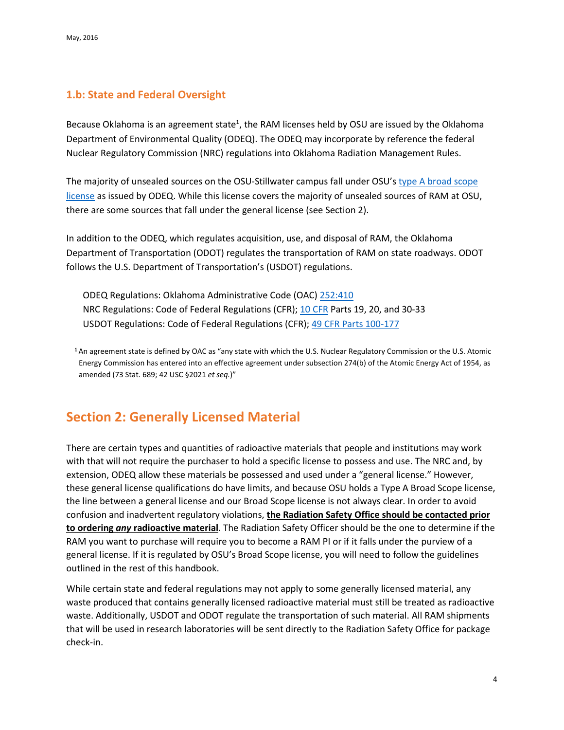### 1.b: State and Federal Oversight

Because Oklahoma is an agreement state[1], the RAM licenses held by OSU are issued by the Oklahoma Department of Environmental Quality (ODEQ). The ODEQ may incorporate by reference the federal Nuclear Regulatory Commission (NRC) regulations into Oklahoma Radiation Management Rules.

The majority of unsealed sources on the OSU-Stillwater campus fall under OSU's type A broad scope license as issued by ODEQ. While this license covers the majority of unsealed sources of RAM at OSU, there are some sources that fall under the general license (see Section 2).

In addition to the ODEQ, which regulates acquisition, use, and disposal of RAM, the Oklahoma Department of Transportation (ODOT) regulates the transportation of RAM on state roadways. ODOT follows the U.S. Department of Transportation's (USDOT) regulations.

ODEQ Regulations: Oklahoma Administrative Code (OAC) 252:410
NRC Regulations: Code of Federal Regulations (CFR); 10 CFR Parts 19, 20, and 30-33
USDOT Regulations: Code of Federal Regulations (CFR); 49 CFR Parts 100-177

[1] An agreement state is defined by OAC as "any state with which the U.S. Nuclear Regulatory Commission or the U.S. Atomic Energy Commission has entered into an effective agreement under subsection 274(b) of the Atomic Energy Act of 1954, as amended (73 Stat. 689; 42 USC §2021 *et seq.*)"

## Section 2: Generally Licensed Material

There are certain types and quantities of radioactive materials that people and institutions may work with that will not require the purchaser to hold a specific license to possess and use. The NRC and, by extension, ODEQ allow these materials be possessed and used under a "general license." However, these general license qualifications do have limits, and because OSU holds a Type A Broad Scope license, the line between a general license and our Broad Scope license is not always clear. In order to avoid confusion and inadvertent regulatory violations, **the Radiation Safety Office should be contacted prior to ordering *any* radioactive material**. The Radiation Safety Officer should be the one to determine if the RAM you want to purchase will require you to become a RAM PI or if it falls under the purview of a general license. If it is regulated by OSU's Broad Scope license, you will need to follow the guidelines outlined in the rest of this handbook.

While certain state and federal regulations may not apply to some generally licensed material, any waste produced that contains generally licensed radioactive material must still be treated as radioactive waste. Additionally, USDOT and ODOT regulate the transportation of such material. All RAM shipments that will be used in research laboratories will be sent directly to the Radiation Safety Office for package check-in.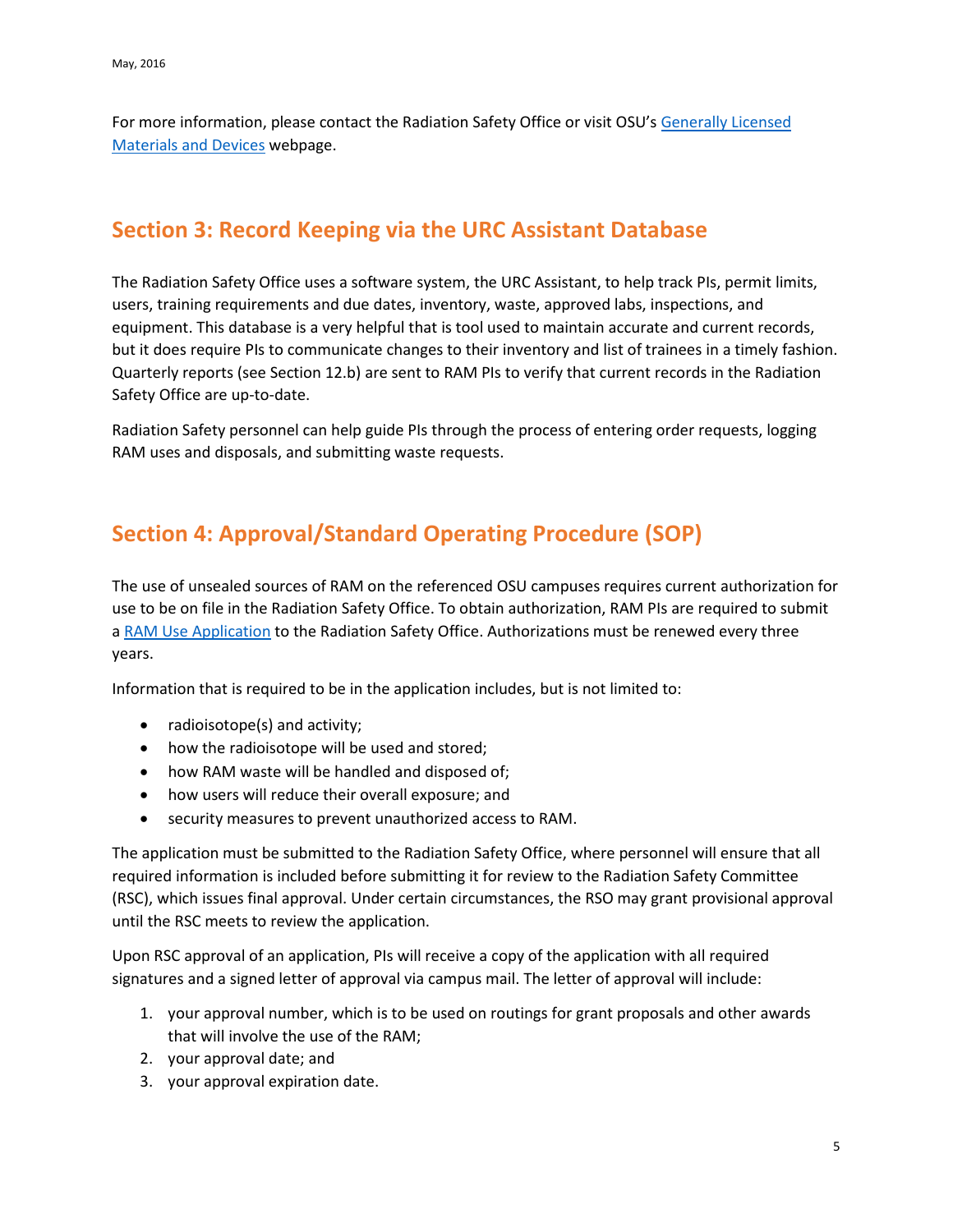For more information, please contact the Radiation Safety Office or visit OSU's [Generally Licensed Materials and Devices](#) webpage.

## Section 3: Record Keeping via the URC Assistant Database

The Radiation Safety Office uses a software system, the URC Assistant, to help track PIs, permit limits, users, training requirements and due dates, inventory, waste, approved labs, inspections, and equipment. This database is a very helpful that is tool used to maintain accurate and current records, but it does require PIs to communicate changes to their inventory and list of trainees in a timely fashion. Quarterly reports (see Section 12.b) are sent to RAM PIs to verify that current records in the Radiation Safety Office are up-to-date.

Radiation Safety personnel can help guide PIs through the process of entering order requests, logging RAM uses and disposals, and submitting waste requests.

## Section 4: Approval/Standard Operating Procedure (SOP)

The use of unsealed sources of RAM on the referenced OSU campuses requires current authorization for use to be on file in the Radiation Safety Office. To obtain authorization, RAM PIs are required to submit a [RAM Use Application](#) to the Radiation Safety Office. Authorizations must be renewed every three years.

Information that is required to be in the application includes, but is not limited to:

- radioisotope(s) and activity;
- how the radioisotope will be used and stored;
- how RAM waste will be handled and disposed of;
- how users will reduce their overall exposure; and
- security measures to prevent unauthorized access to RAM.

The application must be submitted to the Radiation Safety Office, where personnel will ensure that all required information is included before submitting it for review to the Radiation Safety Committee (RSC), which issues final approval. Under certain circumstances, the RSO may grant provisional approval until the RSC meets to review the application.

Upon RSC approval of an application, PIs will receive a copy of the application with all required signatures and a signed letter of approval via campus mail. The letter of approval will include:

1. your approval number, which is to be used on routings for grant proposals and other awards that will involve the use of the RAM;
2. your approval date; and
3. your approval expiration date.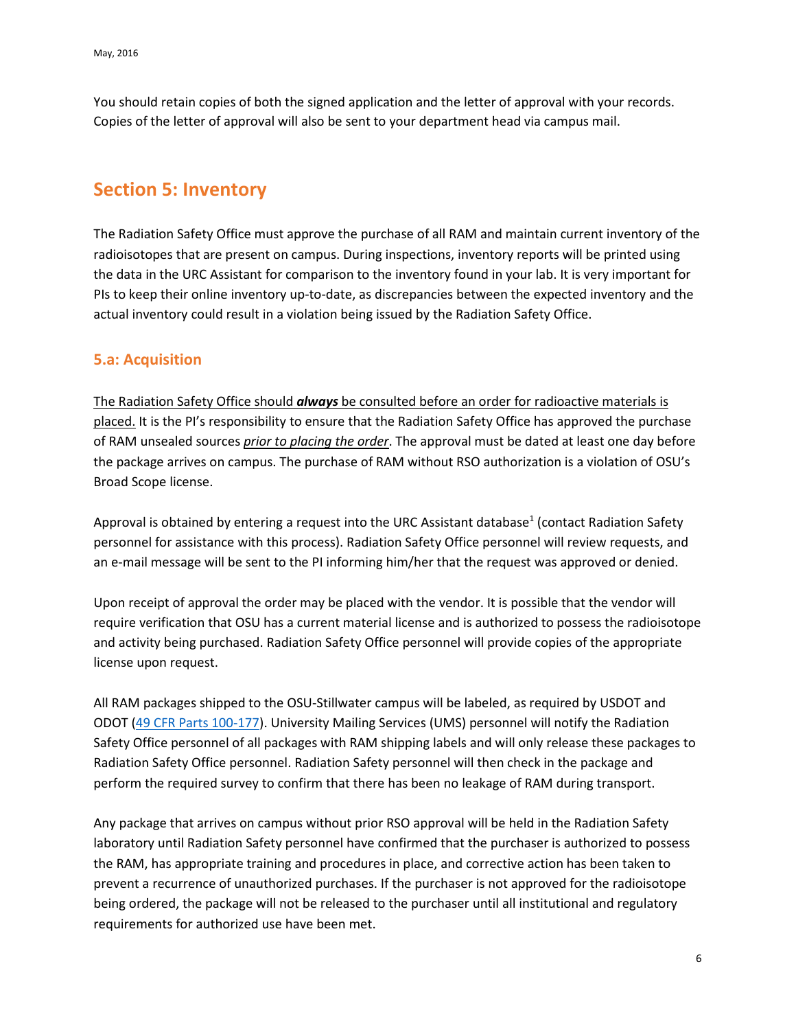You should retain copies of both the signed application and the letter of approval with your records. Copies of the letter of approval will also be sent to your department head via campus mail.

## Section 5: Inventory

The Radiation Safety Office must approve the purchase of all RAM and maintain current inventory of the radioisotopes that are present on campus. During inspections, inventory reports will be printed using the data in the URC Assistant for comparison to the inventory found in your lab. It is very important for PIs to keep their online inventory up-to-date, as discrepancies between the expected inventory and the actual inventory could result in a violation being issued by the Radiation Safety Office.

### 5.a: Acquisition

<u>The Radiation Safety Office should ***always*** be consulted before an order for radioactive materials is placed.</u> It is the PI's responsibility to ensure that the Radiation Safety Office has approved the purchase of RAM unsealed sources <u>*prior to placing the order*</u>. The approval must be dated at least one day before the package arrives on campus. The purchase of RAM without RSO authorization is a violation of OSU's Broad Scope license.

Approval is obtained by entering a request into the URC Assistant database[1] (contact Radiation Safety personnel for assistance with this process). Radiation Safety Office personnel will review requests, and an e-mail message will be sent to the PI informing him/her that the request was approved or denied.

Upon receipt of approval the order may be placed with the vendor. It is possible that the vendor will require verification that OSU has a current material license and is authorized to possess the radioisotope and activity being purchased. Radiation Safety Office personnel will provide copies of the appropriate license upon request.

All RAM packages shipped to the OSU-Stillwater campus will be labeled, as required by USDOT and ODOT (49 CFR Parts 100-177). University Mailing Services (UMS) personnel will notify the Radiation Safety Office personnel of all packages with RAM shipping labels and will only release these packages to Radiation Safety Office personnel. Radiation Safety personnel will then check in the package and perform the required survey to confirm that there has been no leakage of RAM during transport.

Any package that arrives on campus without prior RSO approval will be held in the Radiation Safety laboratory until Radiation Safety personnel have confirmed that the purchaser is authorized to possess the RAM, has appropriate training and procedures in place, and corrective action has been taken to prevent a recurrence of unauthorized purchases. If the purchaser is not approved for the radioisotope being ordered, the package will not be released to the purchaser until all institutional and regulatory requirements for authorized use have been met.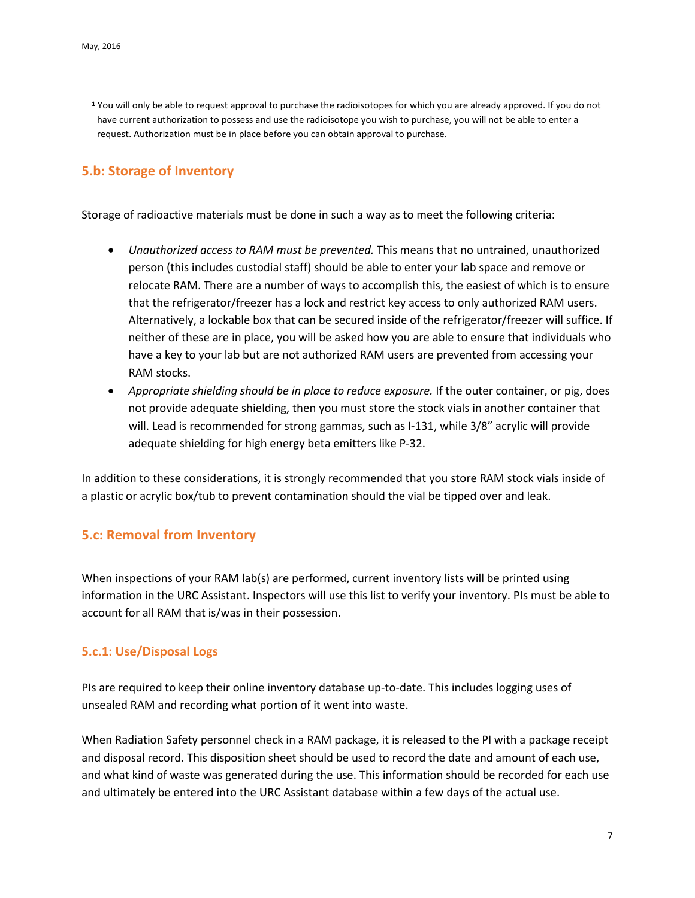[1] You will only be able to request approval to purchase the radioisotopes for which you are already approved. If you do not have current authorization to possess and use the radioisotope you wish to purchase, you will not be able to enter a request. Authorization must be in place before you can obtain approval to purchase.

## 5.b: Storage of Inventory

Storage of radioactive materials must be done in such a way as to meet the following criteria:

- *Unauthorized access to RAM must be prevented.* This means that no untrained, unauthorized person (this includes custodial staff) should be able to enter your lab space and remove or relocate RAM. There are a number of ways to accomplish this, the easiest of which is to ensure that the refrigerator/freezer has a lock and restrict key access to only authorized RAM users. Alternatively, a lockable box that can be secured inside of the refrigerator/freezer will suffice. If neither of these are in place, you will be asked how you are able to ensure that individuals who have a key to your lab but are not authorized RAM users are prevented from accessing your RAM stocks.
- *Appropriate shielding should be in place to reduce exposure.* If the outer container, or pig, does not provide adequate shielding, then you must store the stock vials in another container that will. Lead is recommended for strong gammas, such as I-131, while 3/8" acrylic will provide adequate shielding for high energy beta emitters like P-32.

In addition to these considerations, it is strongly recommended that you store RAM stock vials inside of a plastic or acrylic box/tub to prevent contamination should the vial be tipped over and leak.

## 5.c: Removal from Inventory

When inspections of your RAM lab(s) are performed, current inventory lists will be printed using information in the URC Assistant. Inspectors will use this list to verify your inventory. PIs must be able to account for all RAM that is/was in their possession.

### 5.c.1: Use/Disposal Logs

PIs are required to keep their online inventory database up-to-date. This includes logging uses of unsealed RAM and recording what portion of it went into waste.

When Radiation Safety personnel check in a RAM package, it is released to the PI with a package receipt and disposal record. This disposition sheet should be used to record the date and amount of each use, and what kind of waste was generated during the use. This information should be recorded for each use and ultimately be entered into the URC Assistant database within a few days of the actual use.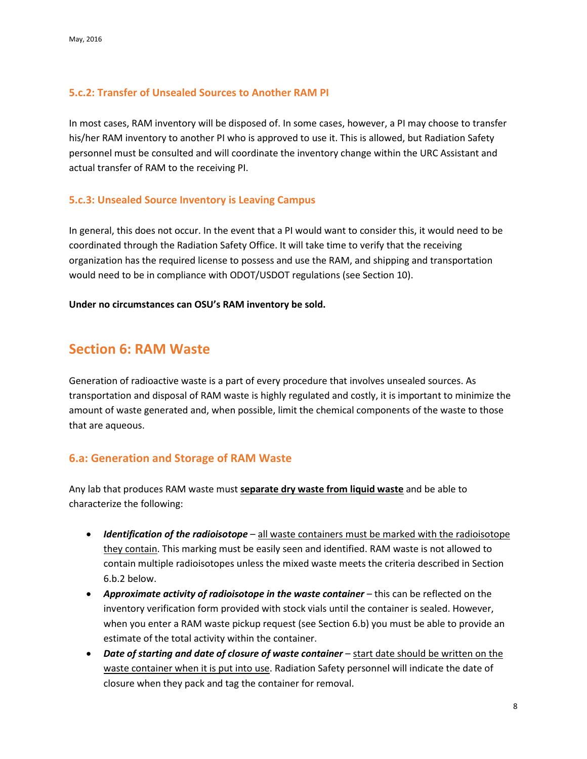### 5.c.2: Transfer of Unsealed Sources to Another RAM PI

In most cases, RAM inventory will be disposed of. In some cases, however, a PI may choose to transfer his/her RAM inventory to another PI who is approved to use it. This is allowed, but Radiation Safety personnel must be consulted and will coordinate the inventory change within the URC Assistant and actual transfer of RAM to the receiving PI.

### 5.c.3: Unsealed Source Inventory is Leaving Campus

In general, this does not occur. In the event that a PI would want to consider this, it would need to be coordinated through the Radiation Safety Office. It will take time to verify that the receiving organization has the required license to possess and use the RAM, and shipping and transportation would need to be in compliance with ODOT/USDOT regulations (see Section 10).

**Under no circumstances can OSU's RAM inventory be sold.**

# Section 6: RAM Waste

Generation of radioactive waste is a part of every procedure that involves unsealed sources. As transportation and disposal of RAM waste is highly regulated and costly, it is important to minimize the amount of waste generated and, when possible, limit the chemical components of the waste to those that are aqueous.

## 6.a: Generation and Storage of RAM Waste

Any lab that produces RAM waste must **separate dry waste from liquid waste** and be able to characterize the following:

- ***Identification of the radioisotope*** – all waste containers must be marked with the radioisotope they contain. This marking must be easily seen and identified. RAM waste is not allowed to contain multiple radioisotopes unless the mixed waste meets the criteria described in Section 6.b.2 below.
- ***Approximate activity of radioisotope in the waste container*** – this can be reflected on the inventory verification form provided with stock vials until the container is sealed. However, when you enter a RAM waste pickup request (see Section 6.b) you must be able to provide an estimate of the total activity within the container.
- ***Date of starting and date of closure of waste container*** – start date should be written on the waste container when it is put into use. Radiation Safety personnel will indicate the date of closure when they pack and tag the container for removal.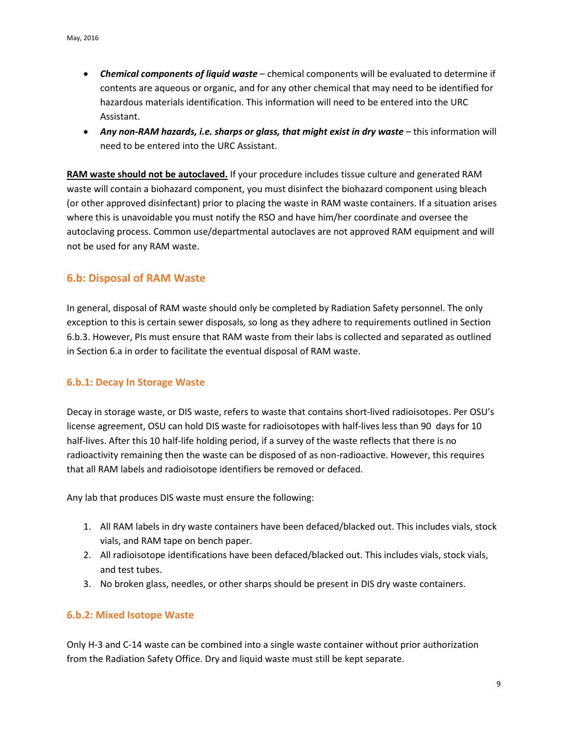- ***Chemical components of liquid waste*** – chemical components will be evaluated to determine if contents are aqueous or organic, and for any other chemical that may need to be identified for hazardous materials identification. This information will need to be entered into the URC Assistant.
- ***Any non-RAM hazards, i.e. sharps or glass, that might exist in dry waste*** – this information will need to be entered into the URC Assistant.

**RAM waste should not be autoclaved.** If your procedure includes tissue culture and generated RAM waste will contain a biohazard component, you must disinfect the biohazard component using bleach (or other approved disinfectant) prior to placing the waste in RAM waste containers. If a situation arises where this is unavoidable you must notify the RSO and have him/her coordinate and oversee the autoclaving process. Common use/departmental autoclaves are not approved RAM equipment and will not be used for any RAM waste.

## 6.b: Disposal of RAM Waste

In general, disposal of RAM waste should only be completed by Radiation Safety personnel. The only exception to this is certain sewer disposals, so long as they adhere to requirements outlined in Section 6.b.3. However, PIs must ensure that RAM waste from their labs is collected and separated as outlined in Section 6.a in order to facilitate the eventual disposal of RAM waste.

### 6.b.1: Decay In Storage Waste

Decay in storage waste, or DIS waste, refers to waste that contains short-lived radioisotopes. Per OSU's license agreement, OSU can hold DIS waste for radioisotopes with half-lives less than 90 days for 10 half-lives. After this 10 half-life holding period, if a survey of the waste reflects that there is no radioactivity remaining then the waste can be disposed of as non-radioactive. However, this requires that all RAM labels and radioisotope identifiers be removed or defaced.

Any lab that produces DIS waste must ensure the following:

1. All RAM labels in dry waste containers have been defaced/blacked out. This includes vials, stock vials, and RAM tape on bench paper.
2. All radioisotope identifications have been defaced/blacked out. This includes vials, stock vials, and test tubes.
3. No broken glass, needles, or other sharps should be present in DIS dry waste containers.

### 6.b.2: Mixed Isotope Waste

Only H-3 and C-14 waste can be combined into a single waste container without prior authorization from the Radiation Safety Office. Dry and liquid waste must still be kept separate.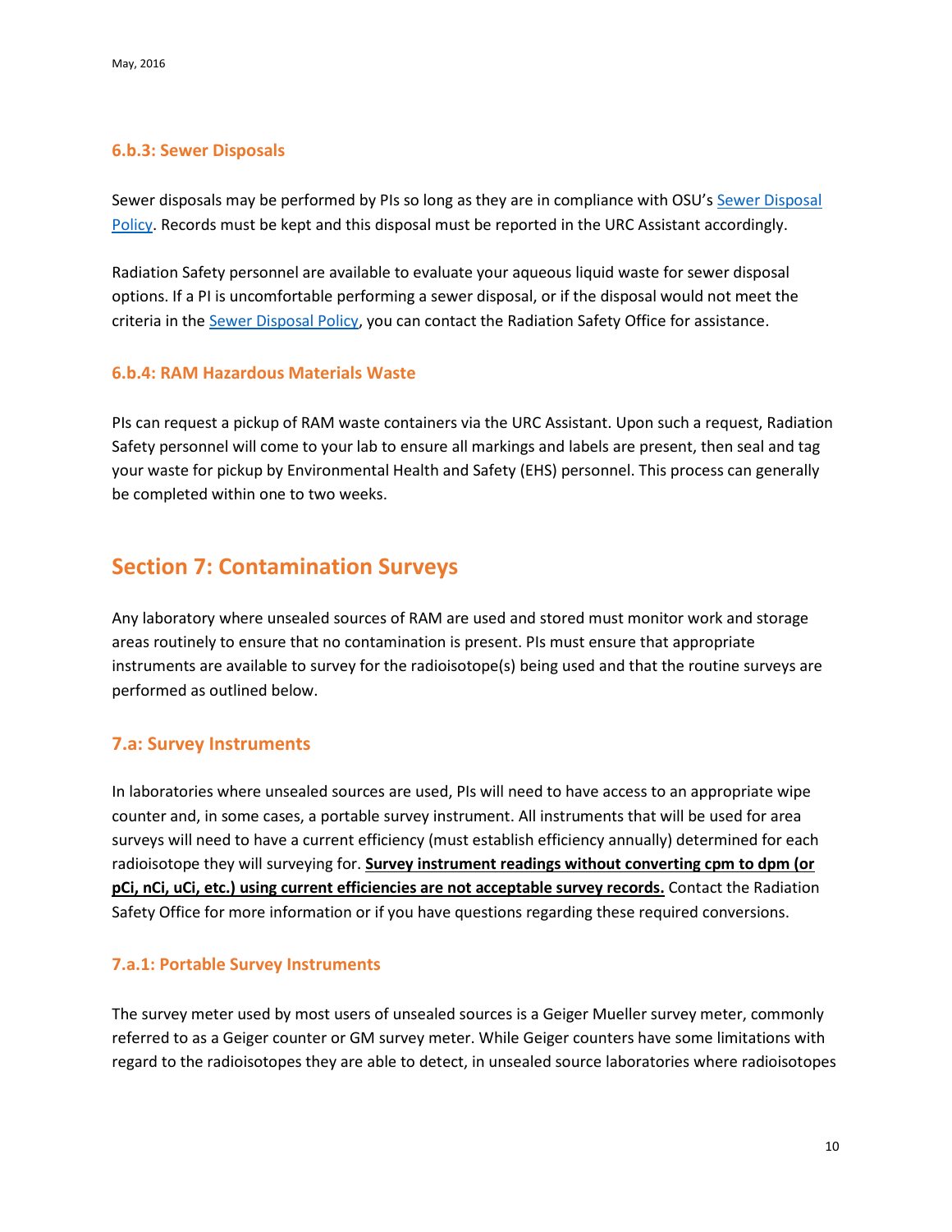### 6.b.3: Sewer Disposals

Sewer disposals may be performed by PIs so long as they are in compliance with OSU's Sewer Disposal Policy. Records must be kept and this disposal must be reported in the URC Assistant accordingly.

Radiation Safety personnel are available to evaluate your aqueous liquid waste for sewer disposal options. If a PI is uncomfortable performing a sewer disposal, or if the disposal would not meet the criteria in the Sewer Disposal Policy, you can contact the Radiation Safety Office for assistance.

### 6.b.4: RAM Hazardous Materials Waste

PIs can request a pickup of RAM waste containers via the URC Assistant. Upon such a request, Radiation Safety personnel will come to your lab to ensure all markings and labels are present, then seal and tag your waste for pickup by Environmental Health and Safety (EHS) personnel. This process can generally be completed within one to two weeks.

# Section 7: Contamination Surveys

Any laboratory where unsealed sources of RAM are used and stored must monitor work and storage areas routinely to ensure that no contamination is present. PIs must ensure that appropriate instruments are available to survey for the radioisotope(s) being used and that the routine surveys are performed as outlined below.

## 7.a: Survey Instruments

In laboratories where unsealed sources are used, PIs will need to have access to an appropriate wipe counter and, in some cases, a portable survey instrument. All instruments that will be used for area surveys will need to have a current efficiency (must establish efficiency annually) determined for each radioisotope they will surveying for. **Survey instrument readings without converting cpm to dpm (or pCi, nCi, uCi, etc.) using current efficiencies are not acceptable survey records.** Contact the Radiation Safety Office for more information or if you have questions regarding these required conversions.

### 7.a.1: Portable Survey Instruments

The survey meter used by most users of unsealed sources is a Geiger Mueller survey meter, commonly referred to as a Geiger counter or GM survey meter. While Geiger counters have some limitations with regard to the radioisotopes they are able to detect, in unsealed source laboratories where radioisotopes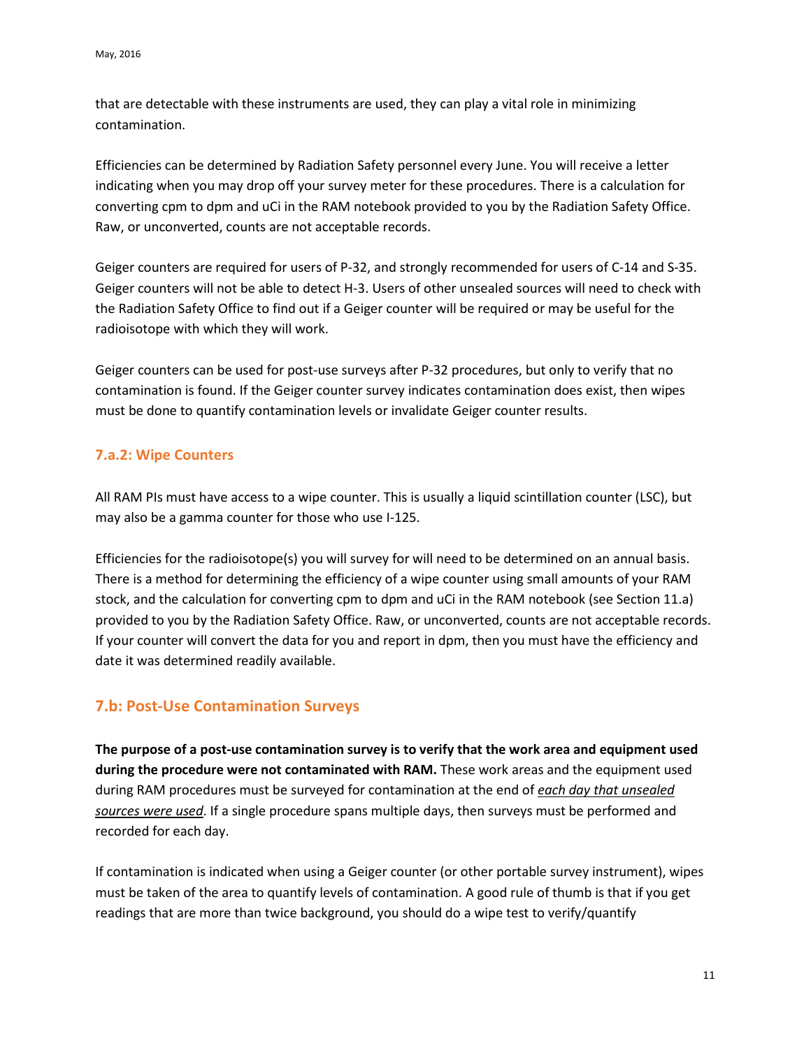that are detectable with these instruments are used, they can play a vital role in minimizing contamination.

Efficiencies can be determined by Radiation Safety personnel every June. You will receive a letter indicating when you may drop off your survey meter for these procedures. There is a calculation for converting cpm to dpm and uCi in the RAM notebook provided to you by the Radiation Safety Office. Raw, or unconverted, counts are not acceptable records.

Geiger counters are required for users of P-32, and strongly recommended for users of C-14 and S-35. Geiger counters will not be able to detect H-3. Users of other unsealed sources will need to check with the Radiation Safety Office to find out if a Geiger counter will be required or may be useful for the radioisotope with which they will work.

Geiger counters can be used for post-use surveys after P-32 procedures, but only to verify that no contamination is found. If the Geiger counter survey indicates contamination does exist, then wipes must be done to quantify contamination levels or invalidate Geiger counter results.

### 7.a.2: Wipe Counters

All RAM PIs must have access to a wipe counter. This is usually a liquid scintillation counter (LSC), but may also be a gamma counter for those who use I-125.

Efficiencies for the radioisotope(s) you will survey for will need to be determined on an annual basis. There is a method for determining the efficiency of a wipe counter using small amounts of your RAM stock, and the calculation for converting cpm to dpm and uCi in the RAM notebook (see Section 11.a) provided to you by the Radiation Safety Office. Raw, or unconverted, counts are not acceptable records. If your counter will convert the data for you and report in dpm, then you must have the efficiency and date it was determined readily available.

## 7.b: Post-Use Contamination Surveys

**The purpose of a post-use contamination survey is to verify that the work area and equipment used during the procedure were not contaminated with RAM.** These work areas and the equipment used during RAM procedures must be surveyed for contamination at the end of ***each day that unsealed sources were used***. If a single procedure spans multiple days, then surveys must be performed and recorded for each day.

If contamination is indicated when using a Geiger counter (or other portable survey instrument), wipes must be taken of the area to quantify levels of contamination. A good rule of thumb is that if you get readings that are more than twice background, you should do a wipe test to verify/quantify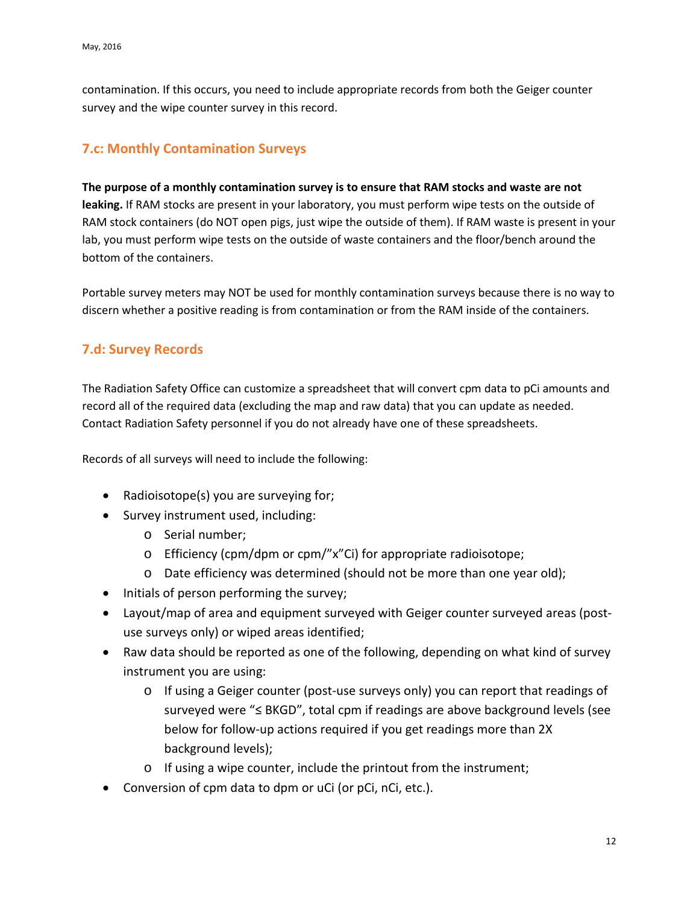contamination. If this occurs, you need to include appropriate records from both the Geiger counter survey and the wipe counter survey in this record.

## 7.c: Monthly Contamination Surveys

**The purpose of a monthly contamination survey is to ensure that RAM stocks and waste are not leaking.** If RAM stocks are present in your laboratory, you must perform wipe tests on the outside of RAM stock containers (do NOT open pigs, just wipe the outside of them). If RAM waste is present in your lab, you must perform wipe tests on the outside of waste containers and the floor/bench around the bottom of the containers.

Portable survey meters may NOT be used for monthly contamination surveys because there is no way to discern whether a positive reading is from contamination or from the RAM inside of the containers.

## 7.d: Survey Records

The Radiation Safety Office can customize a spreadsheet that will convert cpm data to pCi amounts and record all of the required data (excluding the map and raw data) that you can update as needed. Contact Radiation Safety personnel if you do not already have one of these spreadsheets.

Records of all surveys will need to include the following:

- Radioisotope(s) you are surveying for;
- Survey instrument used, including:
    - Serial number;
    - Efficiency (cpm/dpm or cpm/"x"Ci) for appropriate radioisotope;
    - Date efficiency was determined (should not be more than one year old);
- Initials of person performing the survey;
- Layout/map of area and equipment surveyed with Geiger counter surveyed areas (post-use surveys only) or wiped areas identified;
- Raw data should be reported as one of the following, depending on what kind of survey instrument you are using:
    - If using a Geiger counter (post-use surveys only) you can report that readings of surveyed were "≤ BKGD", total cpm if readings are above background levels (see below for follow-up actions required if you get readings more than 2X background levels);
    - If using a wipe counter, include the printout from the instrument;
- Conversion of cpm data to dpm or uCi (or pCi, nCi, etc.).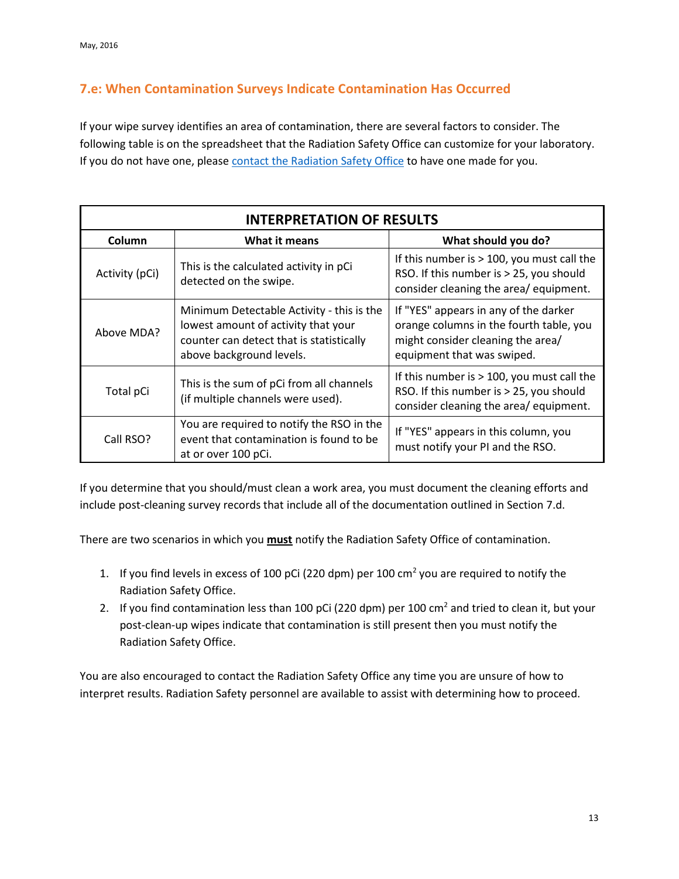## 7.e: When Contamination Surveys Indicate Contamination Has Occurred

If your wipe survey identifies an area of contamination, there are several factors to consider. The following table is on the spreadsheet that the Radiation Safety Office can customize for your laboratory. If you do not have one, please [contact the Radiation Safety Office](#) to have one made for you.

| INTERPRETATION OF RESULTS | | |
|---|---|---|
| **Column** | **What it means** | **What should you do?** |
| Activity (pCi) | This is the calculated activity in pCi detected on the swipe. | If this number is > 100, you must call the RSO. If this number is > 25, you should consider cleaning the area/ equipment. |
| Above MDA? | Minimum Detectable Activity - this is the lowest amount of activity that your counter can detect that is statistically above background levels. | If "YES" appears in any of the darker orange columns in the fourth table, you might consider cleaning the area/ equipment that was swiped. |
| Total pCi | This is the sum of pCi from all channels (if multiple channels were used). | If this number is > 100, you must call the RSO. If this number is > 25, you should consider cleaning the area/ equipment. |
| Call RSO? | You are required to notify the RSO in the event that contamination is found to be at or over 100 pCi. | If "YES" appears in this column, you must notify your PI and the RSO. |

If you determine that you should/must clean a work area, you must document the cleaning efforts and include post-cleaning survey records that include all of the documentation outlined in Section 7.d.

There are two scenarios in which you **must** notify the Radiation Safety Office of contamination.

1. If you find levels in excess of 100 pCi (220 dpm) per 100 $cm^2$ you are required to notify the Radiation Safety Office.
2. If you find contamination less than 100 pCi (220 dpm) per 100 $cm^2$ and tried to clean it, but your post-clean-up wipes indicate that contamination is still present then you must notify the Radiation Safety Office.

You are also encouraged to contact the Radiation Safety Office any time you are unsure of how to interpret results. Radiation Safety personnel are available to assist with determining how to proceed.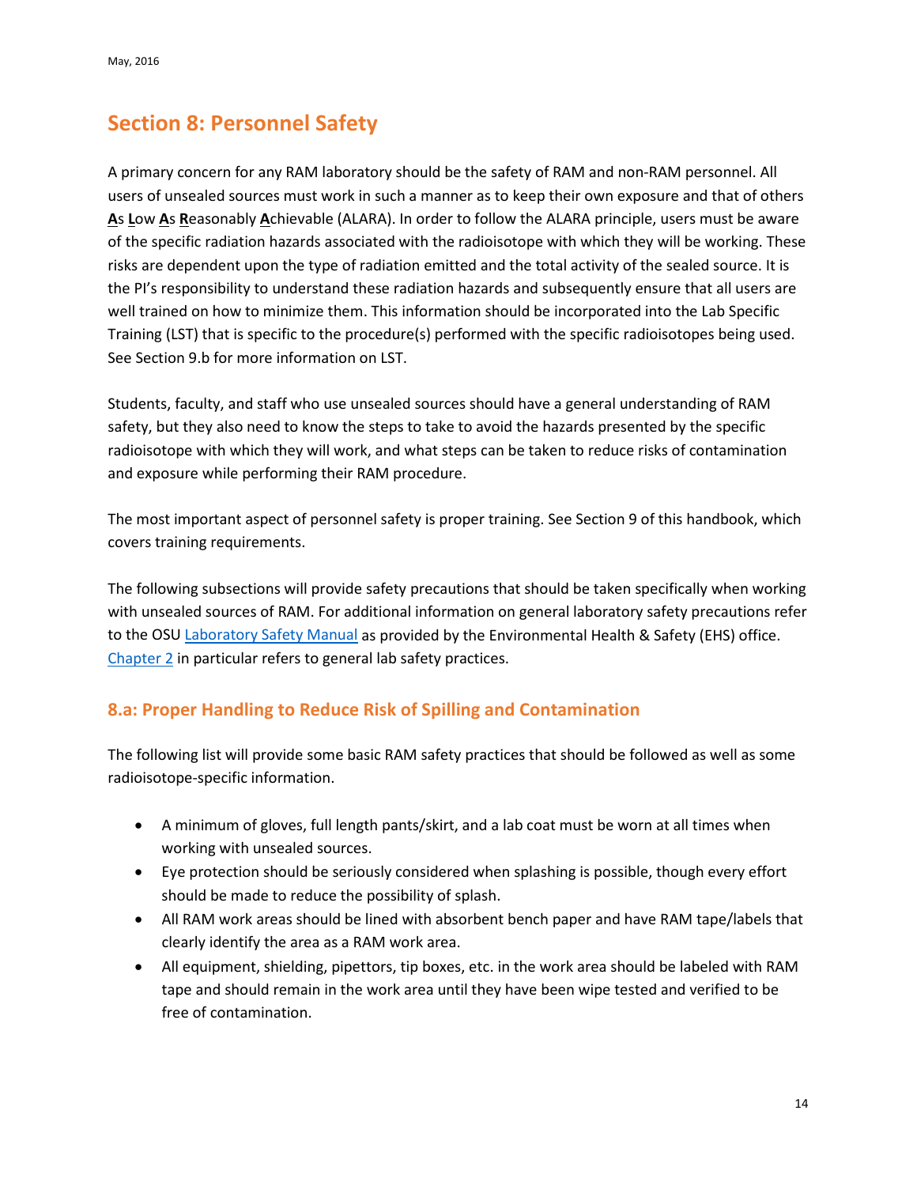## Section 8: Personnel Safety

A primary concern for any RAM laboratory should be the safety of RAM and non-RAM personnel. All users of unsealed sources must work in such a manner as to keep their own exposure and that of others **A**s **L**ow **A**s **R**easonably **A**chievable (ALARA). In order to follow the ALARA principle, users must be aware of the specific radiation hazards associated with the radioisotope with which they will be working. These risks are dependent upon the type of radiation emitted and the total activity of the sealed source. It is the PI's responsibility to understand these radiation hazards and subsequently ensure that all users are well trained on how to minimize them. This information should be incorporated into the Lab Specific Training (LST) that is specific to the procedure(s) performed with the specific radioisotopes being used. See Section 9.b for more information on LST.

Students, faculty, and staff who use unsealed sources should have a general understanding of RAM safety, but they also need to know the steps to take to avoid the hazards presented by the specific radioisotope with which they will work, and what steps can be taken to reduce risks of contamination and exposure while performing their RAM procedure.

The most important aspect of personnel safety is proper training. See Section 9 of this handbook, which covers training requirements.

The following subsections will provide safety precautions that should be taken specifically when working with unsealed sources of RAM. For additional information on general laboratory safety precautions refer to the OSU Laboratory Safety Manual as provided by the Environmental Health & Safety (EHS) office. Chapter 2 in particular refers to general lab safety practices.

### 8.a: Proper Handling to Reduce Risk of Spilling and Contamination

The following list will provide some basic RAM safety practices that should be followed as well as some radioisotope-specific information.

- A minimum of gloves, full length pants/skirt, and a lab coat must be worn at all times when working with unsealed sources.
- Eye protection should be seriously considered when splashing is possible, though every effort should be made to reduce the possibility of splash.
- All RAM work areas should be lined with absorbent bench paper and have RAM tape/labels that clearly identify the area as a RAM work area.
- All equipment, shielding, pipettors, tip boxes, etc. in the work area should be labeled with RAM tape and should remain in the work area until they have been wipe tested and verified to be free of contamination.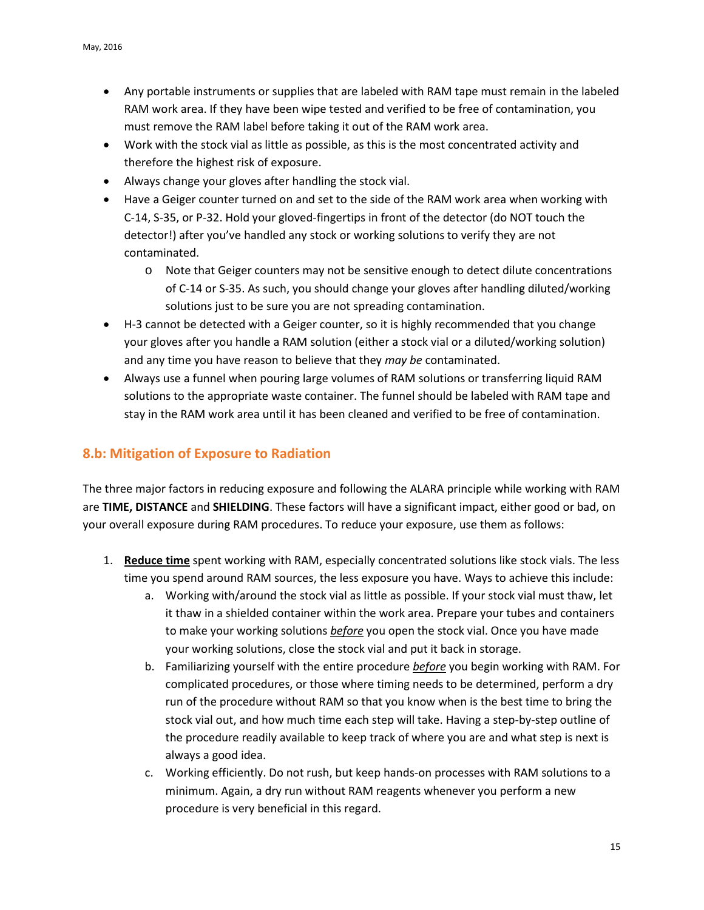- Any portable instruments or supplies that are labeled with RAM tape must remain in the labeled RAM work area. If they have been wipe tested and verified to be free of contamination, you must remove the RAM label before taking it out of the RAM work area.
- Work with the stock vial as little as possible, as this is the most concentrated activity and therefore the highest risk of exposure.
- Always change your gloves after handling the stock vial.
- Have a Geiger counter turned on and set to the side of the RAM work area when working with C-14, S-35, or P-32. Hold your gloved-fingertips in front of the detector (do NOT touch the detector!) after you've handled any stock or working solutions to verify they are not contaminated.
    - Note that Geiger counters may not be sensitive enough to detect dilute concentrations of C-14 or S-35. As such, you should change your gloves after handling diluted/working solutions just to be sure you are not spreading contamination.
- H-3 cannot be detected with a Geiger counter, so it is highly recommended that you change your gloves after you handle a RAM solution (either a stock vial or a diluted/working solution) and any time you have reason to believe that they *may be* contaminated.
- Always use a funnel when pouring large volumes of RAM solutions or transferring liquid RAM solutions to the appropriate waste container. The funnel should be labeled with RAM tape and stay in the RAM work area until it has been cleaned and verified to be free of contamination.

## 8.b: Mitigation of Exposure to Radiation

The three major factors in reducing exposure and following the ALARA principle while working with RAM are **TIME, DISTANCE** and **SHIELDING**. These factors will have a significant impact, either good or bad, on your overall exposure during RAM procedures. To reduce your exposure, use them as follows:

1. **Reduce time** spent working with RAM, especially concentrated solutions like stock vials. The less time you spend around RAM sources, the less exposure you have. Ways to achieve this include:
    a. Working with/around the stock vial as little as possible. If your stock vial must thaw, let it thaw in a shielded container within the work area. Prepare your tubes and containers to make your working solutions ***before*** you open the stock vial. Once you have made your working solutions, close the stock vial and put it back in storage.
    b. Familiarizing yourself with the entire procedure ***before*** you begin working with RAM. For complicated procedures, or those where timing needs to be determined, perform a dry run of the procedure without RAM so that you know when is the best time to bring the stock vial out, and how much time each step will take. Having a step-by-step outline of the procedure readily available to keep track of where you are and what step is next is always a good idea.
    c. Working efficiently. Do not rush, but keep hands-on processes with RAM solutions to a minimum. Again, a dry run without RAM reagents whenever you perform a new procedure is very beneficial in this regard.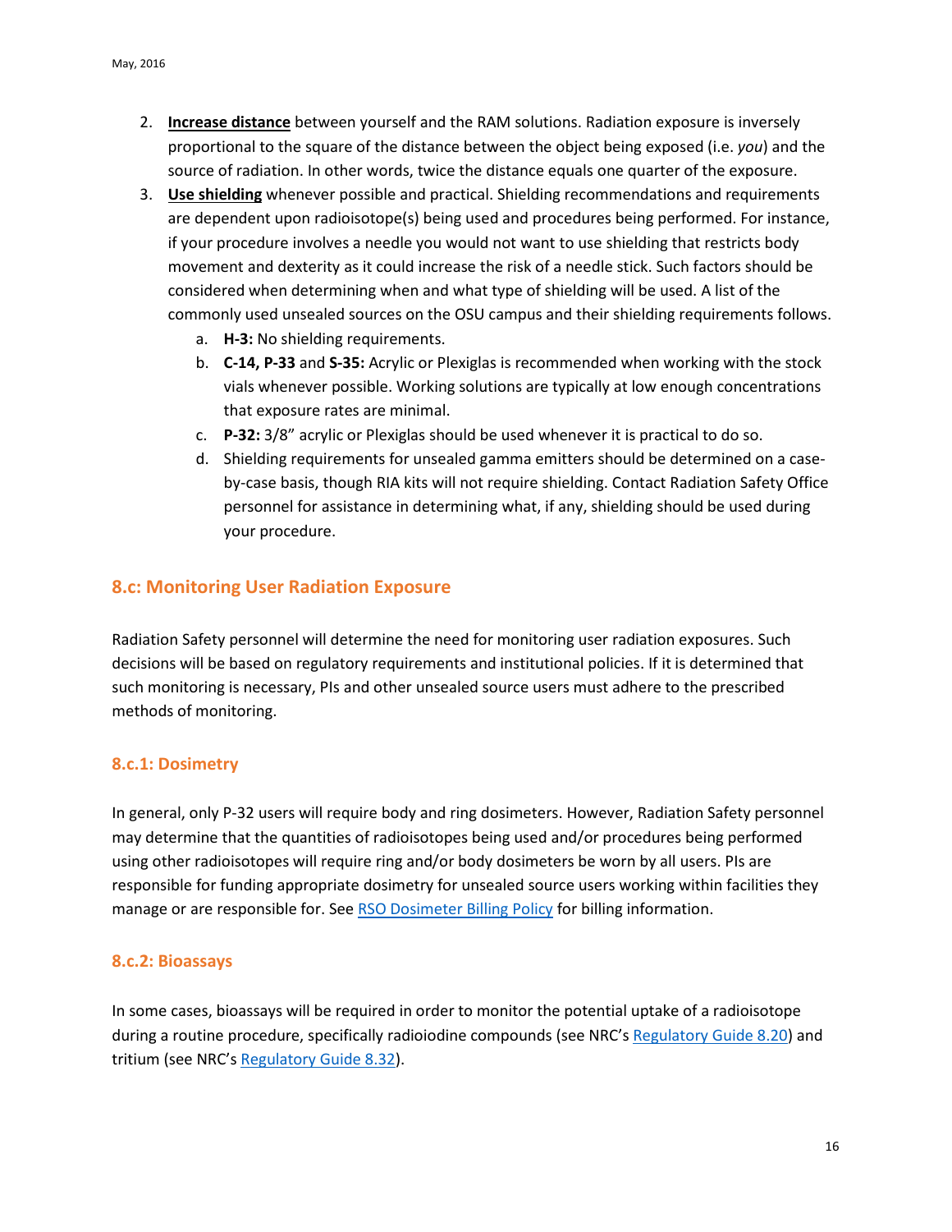2. **Increase distance** between yourself and the RAM solutions. Radiation exposure is inversely proportional to the square of the distance between the object being exposed (i.e. *you*) and the source of radiation. In other words, twice the distance equals one quarter of the exposure.
3. **Use shielding** whenever possible and practical. Shielding recommendations and requirements are dependent upon radioisotope(s) being used and procedures being performed. For instance, if your procedure involves a needle you would not want to use shielding that restricts body movement and dexterity as it could increase the risk of a needle stick. Such factors should be considered when determining when and what type of shielding will be used. A list of the commonly used unsealed sources on the OSU campus and their shielding requirements follows.
    a. **H-3:** No shielding requirements.
    b. **C-14, P-33** and **S-35:** Acrylic or Plexiglas is recommended when working with the stock vials whenever possible. Working solutions are typically at low enough concentrations that exposure rates are minimal.
    c. **P-32:** 3/8" acrylic or Plexiglas should be used whenever it is practical to do so.
    d. Shielding requirements for unsealed gamma emitters should be determined on a case-by-case basis, though RIA kits will not require shielding. Contact Radiation Safety Office personnel for assistance in determining what, if any, shielding should be used during your procedure.

## 8.c: Monitoring User Radiation Exposure

Radiation Safety personnel will determine the need for monitoring user radiation exposures. Such decisions will be based on regulatory requirements and institutional policies. If it is determined that such monitoring is necessary, PIs and other unsealed source users must adhere to the prescribed methods of monitoring.

### 8.c.1: Dosimetry

In general, only P-32 users will require body and ring dosimeters. However, Radiation Safety personnel may determine that the quantities of radioisotopes being used and/or procedures being performed using other radioisotopes will require ring and/or body dosimeters be worn by all users. PIs are responsible for funding appropriate dosimetry for unsealed source users working within facilities they manage or are responsible for. See RSO Dosimeter Billing Policy for billing information.

### 8.c.2: Bioassays

In some cases, bioassays will be required in order to monitor the potential uptake of a radioisotope during a routine procedure, specifically radioiodine compounds (see NRC's Regulatory Guide 8.20) and tritium (see NRC's Regulatory Guide 8.32).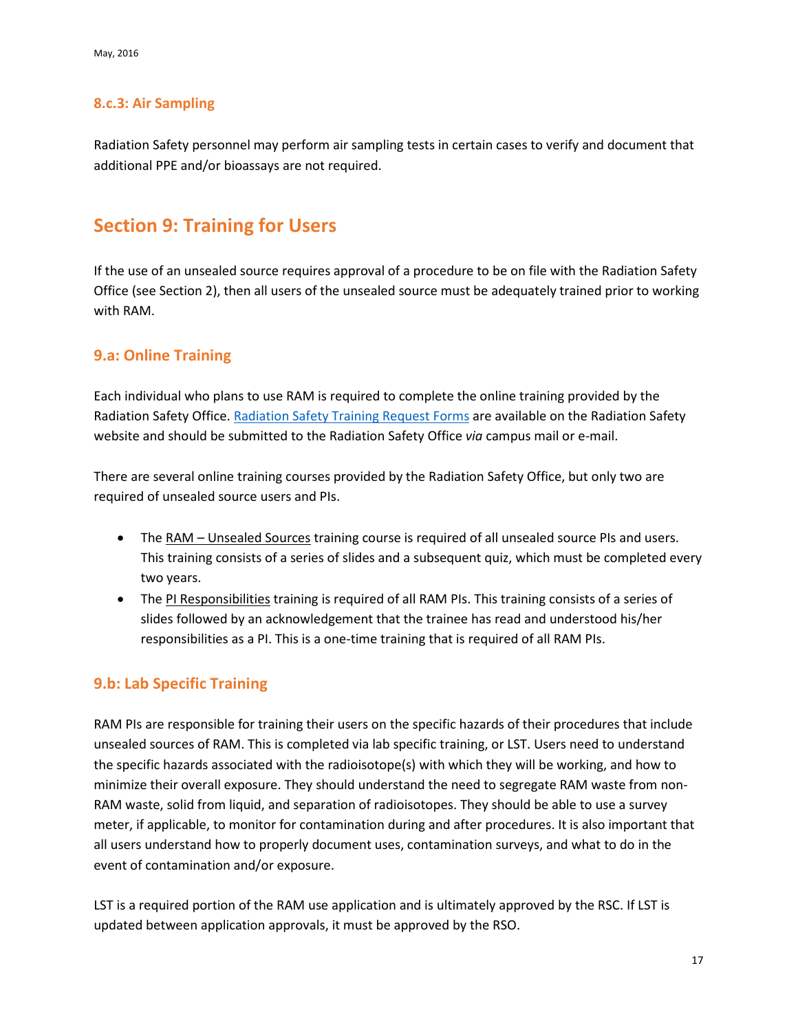### 8.c.3: Air Sampling

Radiation Safety personnel may perform air sampling tests in certain cases to verify and document that additional PPE and/or bioassays are not required.

## Section 9: Training for Users

If the use of an unsealed source requires approval of a procedure to be on file with the Radiation Safety Office (see Section 2), then all users of the unsealed source must be adequately trained prior to working with RAM.

### 9.a: Online Training

Each individual who plans to use RAM is required to complete the online training provided by the Radiation Safety Office. Radiation Safety Training Request Forms are available on the Radiation Safety website and should be submitted to the Radiation Safety Office *via* campus mail or e-mail.

There are several online training courses provided by the Radiation Safety Office, but only two are required of unsealed source users and PIs.

- The RAM – Unsealed Sources training course is required of all unsealed source PIs and users. This training consists of a series of slides and a subsequent quiz, which must be completed every two years.
- The PI Responsibilities training is required of all RAM PIs. This training consists of a series of slides followed by an acknowledgement that the trainee has read and understood his/her responsibilities as a PI. This is a one-time training that is required of all RAM PIs.

### 9.b: Lab Specific Training

RAM PIs are responsible for training their users on the specific hazards of their procedures that include unsealed sources of RAM. This is completed via lab specific training, or LST. Users need to understand the specific hazards associated with the radioisotope(s) with which they will be working, and how to minimize their overall exposure. They should understand the need to segregate RAM waste from non-RAM waste, solid from liquid, and separation of radioisotopes. They should be able to use a survey meter, if applicable, to monitor for contamination during and after procedures. It is also important that all users understand how to properly document uses, contamination surveys, and what to do in the event of contamination and/or exposure.

LST is a required portion of the RAM use application and is ultimately approved by the RSC. If LST is updated between application approvals, it must be approved by the RSO.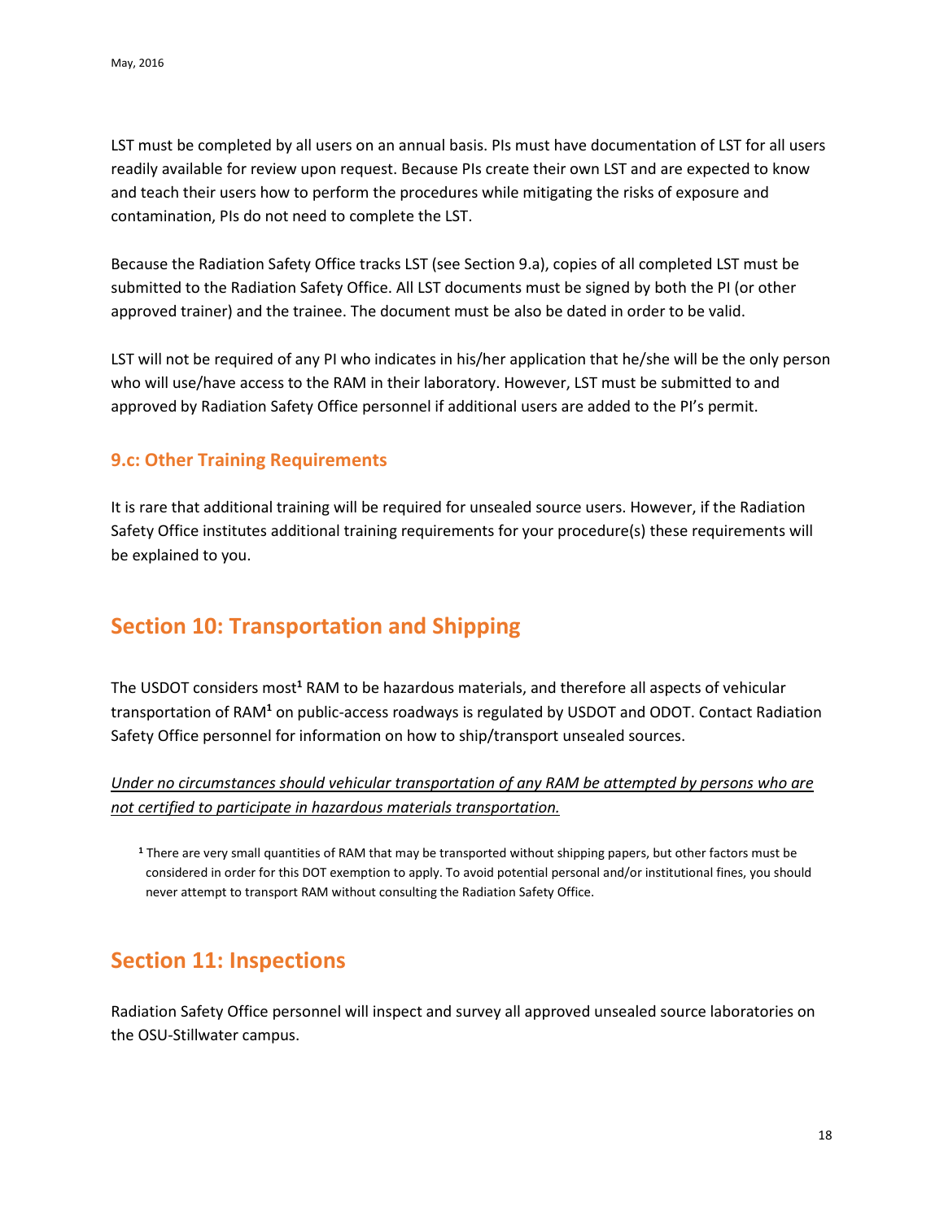LST must be completed by all users on an annual basis. PIs must have documentation of LST for all users readily available for review upon request. Because PIs create their own LST and are expected to know and teach their users how to perform the procedures while mitigating the risks of exposure and contamination, PIs do not need to complete the LST.

Because the Radiation Safety Office tracks LST (see Section 9.a), copies of all completed LST must be submitted to the Radiation Safety Office. All LST documents must be signed by both the PI (or other approved trainer) and the trainee. The document must be also be dated in order to be valid.

LST will not be required of any PI who indicates in his/her application that he/she will be the only person who will use/have access to the RAM in their laboratory. However, LST must be submitted to and approved by Radiation Safety Office personnel if additional users are added to the PI's permit.

### 9.c: Other Training Requirements

It is rare that additional training will be required for unsealed source users. However, if the Radiation Safety Office institutes additional training requirements for your procedure(s) these requirements will be explained to you.

## Section 10: Transportation and Shipping

The USDOT considers most[1] RAM to be hazardous materials, and therefore all aspects of vehicular transportation of RAM[1] on public-access roadways is regulated by USDOT and ODOT. Contact Radiation Safety Office personnel for information on how to ship/transport unsealed sources.

*Under no circumstances should vehicular transportation of any RAM be attempted by persons who are not certified to participate in hazardous materials transportation.*

[1] There are very small quantities of RAM that may be transported without shipping papers, but other factors must be considered in order for this DOT exemption to apply. To avoid potential personal and/or institutional fines, you should never attempt to transport RAM without consulting the Radiation Safety Office.

## Section 11: Inspections

Radiation Safety Office personnel will inspect and survey all approved unsealed source laboratories on the OSU-Stillwater campus.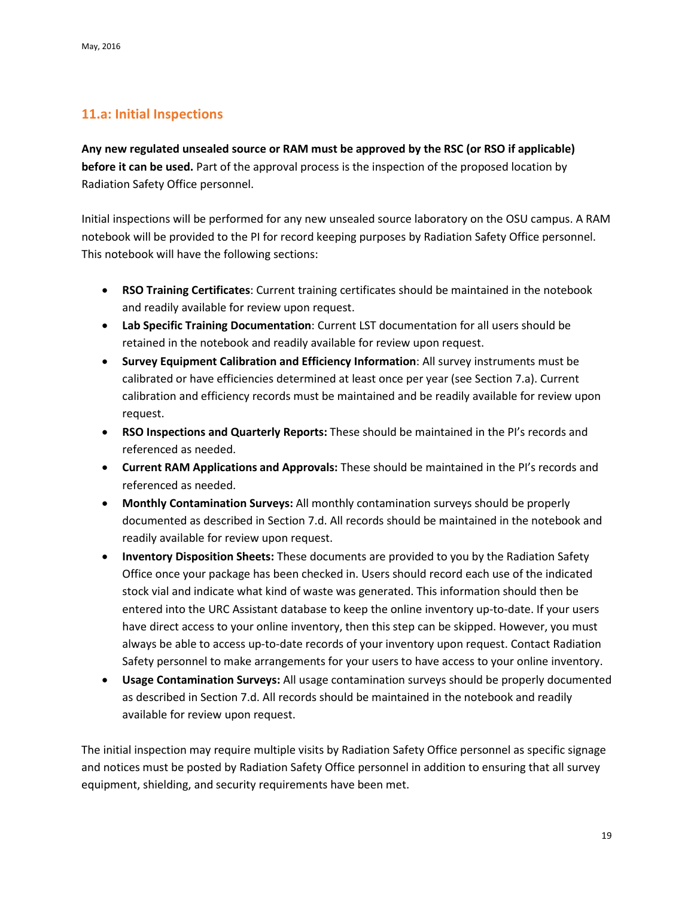## 11.a: Initial Inspections

**Any new regulated unsealed source or RAM must be approved by the RSC (or RSO if applicable) before it can be used.** Part of the approval process is the inspection of the proposed location by Radiation Safety Office personnel.

Initial inspections will be performed for any new unsealed source laboratory on the OSU campus. A RAM notebook will be provided to the PI for record keeping purposes by Radiation Safety Office personnel. This notebook will have the following sections:

- **RSO Training Certificates**: Current training certificates should be maintained in the notebook and readily available for review upon request.
- **Lab Specific Training Documentation**: Current LST documentation for all users should be retained in the notebook and readily available for review upon request.
- **Survey Equipment Calibration and Efficiency Information**: All survey instruments must be calibrated or have efficiencies determined at least once per year (see Section 7.a). Current calibration and efficiency records must be maintained and be readily available for review upon request.
- **RSO Inspections and Quarterly Reports:** These should be maintained in the PI's records and referenced as needed.
- **Current RAM Applications and Approvals:** These should be maintained in the PI's records and referenced as needed.
- **Monthly Contamination Surveys:** All monthly contamination surveys should be properly documented as described in Section 7.d. All records should be maintained in the notebook and readily available for review upon request.
- **Inventory Disposition Sheets:** These documents are provided to you by the Radiation Safety Office once your package has been checked in. Users should record each use of the indicated stock vial and indicate what kind of waste was generated. This information should then be entered into the URC Assistant database to keep the online inventory up-to-date. If your users have direct access to your online inventory, then this step can be skipped. However, you must always be able to access up-to-date records of your inventory upon request. Contact Radiation Safety personnel to make arrangements for your users to have access to your online inventory.
- **Usage Contamination Surveys:** All usage contamination surveys should be properly documented as described in Section 7.d. All records should be maintained in the notebook and readily available for review upon request.

The initial inspection may require multiple visits by Radiation Safety Office personnel as specific signage and notices must be posted by Radiation Safety Office personnel in addition to ensuring that all survey equipment, shielding, and security requirements have been met.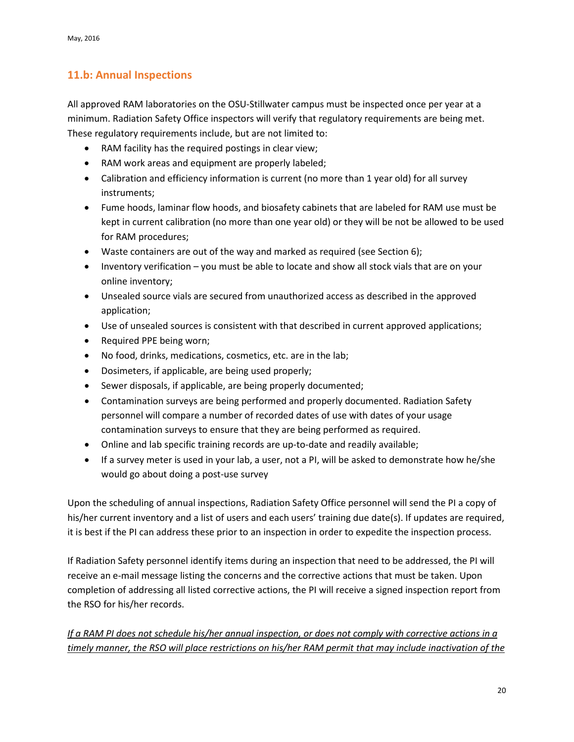## 11.b: Annual Inspections

All approved RAM laboratories on the OSU-Stillwater campus must be inspected once per year at a minimum. Radiation Safety Office inspectors will verify that regulatory requirements are being met. These regulatory requirements include, but are not limited to:

- RAM facility has the required postings in clear view;
- RAM work areas and equipment are properly labeled;
- Calibration and efficiency information is current (no more than 1 year old) for all survey instruments;
- Fume hoods, laminar flow hoods, and biosafety cabinets that are labeled for RAM use must be kept in current calibration (no more than one year old) or they will be not be allowed to be used for RAM procedures;
- Waste containers are out of the way and marked as required (see Section 6);
- Inventory verification – you must be able to locate and show all stock vials that are on your online inventory;
- Unsealed source vials are secured from unauthorized access as described in the approved application;
- Use of unsealed sources is consistent with that described in current approved applications;
- Required PPE being worn;
- No food, drinks, medications, cosmetics, etc. are in the lab;
- Dosimeters, if applicable, are being used properly;
- Sewer disposals, if applicable, are being properly documented;
- Contamination surveys are being performed and properly documented. Radiation Safety personnel will compare a number of recorded dates of use with dates of your usage contamination surveys to ensure that they are being performed as required.
- Online and lab specific training records are up-to-date and readily available;
- If a survey meter is used in your lab, a user, not a PI, will be asked to demonstrate how he/she would go about doing a post-use survey

Upon the scheduling of annual inspections, Radiation Safety Office personnel will send the PI a copy of his/her current inventory and a list of users and each users' training due date(s). If updates are required, it is best if the PI can address these prior to an inspection in order to expedite the inspection process.

If Radiation Safety personnel identify items during an inspection that need to be addressed, the PI will receive an e-mail message listing the concerns and the corrective actions that must be taken. Upon completion of addressing all listed corrective actions, the PI will receive a signed inspection report from the RSO for his/her records.

*If a RAM PI does not schedule his/her annual inspection, or does not comply with corrective actions in a timely manner, the RSO will place restrictions on his/her RAM permit that may include inactivation of the*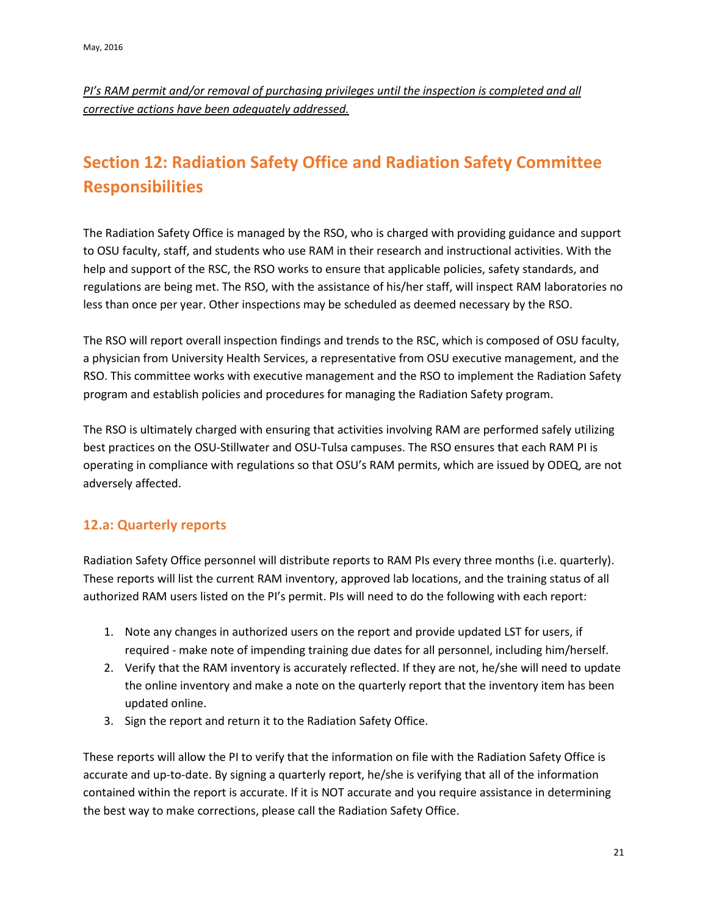*PI's RAM permit and/or removal of purchasing privileges until the inspection is completed and all corrective actions have been adequately addressed.*

## Section 12: Radiation Safety Office and Radiation Safety Committee Responsibilities

The Radiation Safety Office is managed by the RSO, who is charged with providing guidance and support to OSU faculty, staff, and students who use RAM in their research and instructional activities. With the help and support of the RSC, the RSO works to ensure that applicable policies, safety standards, and regulations are being met. The RSO, with the assistance of his/her staff, will inspect RAM laboratories no less than once per year. Other inspections may be scheduled as deemed necessary by the RSO.

The RSO will report overall inspection findings and trends to the RSC, which is composed of OSU faculty, a physician from University Health Services, a representative from OSU executive management, and the RSO. This committee works with executive management and the RSO to implement the Radiation Safety program and establish policies and procedures for managing the Radiation Safety program.

The RSO is ultimately charged with ensuring that activities involving RAM are performed safely utilizing best practices on the OSU-Stillwater and OSU-Tulsa campuses. The RSO ensures that each RAM PI is operating in compliance with regulations so that OSU's RAM permits, which are issued by ODEQ, are not adversely affected.

### 12.a: Quarterly reports

Radiation Safety Office personnel will distribute reports to RAM PIs every three months (i.e. quarterly). These reports will list the current RAM inventory, approved lab locations, and the training status of all authorized RAM users listed on the PI's permit. PIs will need to do the following with each report:

1. Note any changes in authorized users on the report and provide updated LST for users, if required - make note of impending training due dates for all personnel, including him/herself.
2. Verify that the RAM inventory is accurately reflected. If they are not, he/she will need to update the online inventory and make a note on the quarterly report that the inventory item has been updated online.
3. Sign the report and return it to the Radiation Safety Office.

These reports will allow the PI to verify that the information on file with the Radiation Safety Office is accurate and up-to-date. By signing a quarterly report, he/she is verifying that all of the information contained within the report is accurate. If it is NOT accurate and you require assistance in determining the best way to make corrections, please call the Radiation Safety Office.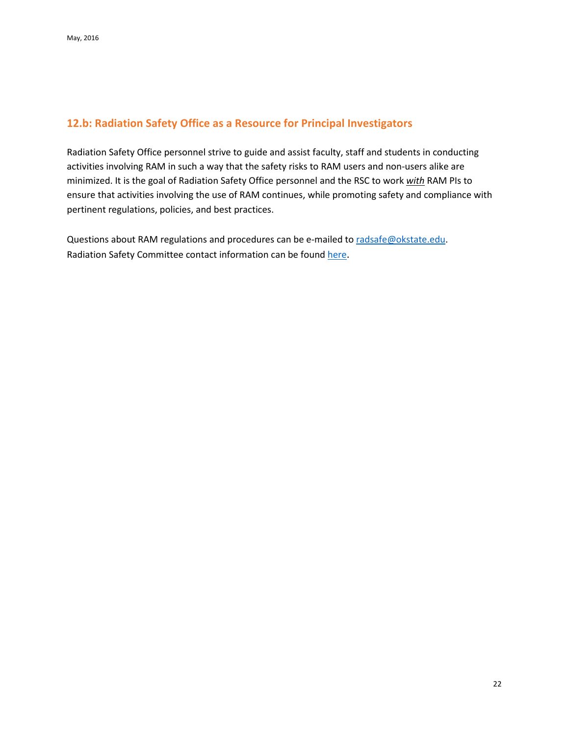## 12.b: Radiation Safety Office as a Resource for Principal Investigators

Radiation Safety Office personnel strive to guide and assist faculty, staff and students in conducting activities involving RAM in such a way that the safety risks to RAM users and non-users alike are minimized. It is the goal of Radiation Safety Office personnel and the RSC to work ***with*** RAM PIs to ensure that activities involving the use of RAM continues, while promoting safety and compliance with pertinent regulations, policies, and best practices.

Questions about RAM regulations and procedures can be e-mailed to radsafe@okstate.edu.
Radiation Safety Committee contact information can be found here.